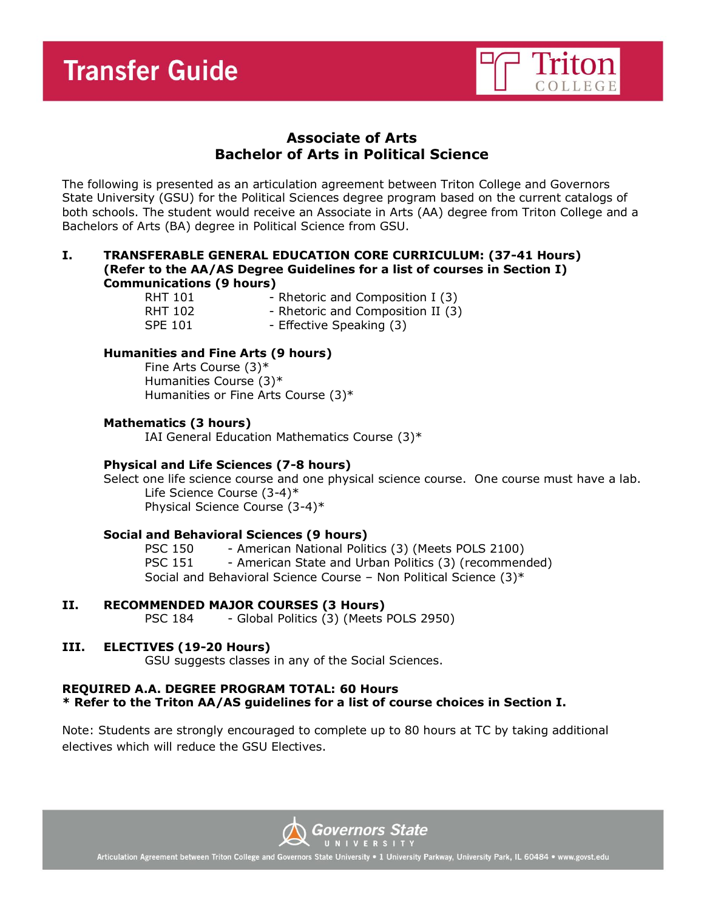# Transfer Guide

## Associate of Arts
## Bachelor of Arts in Political Science

The following is presented as an articulation agreement between Triton College and Governors State University (GSU) for the Political Sciences degree program based on the current catalogs of both schools. The student would receive an Associate in Arts (AA) degree from Triton College and a Bachelors of Arts (BA) degree in Political Science from GSU.

**I. TRANSFERABLE GENERAL EDUCATION CORE CURRICULUM: (37-41 Hours)**
**(Refer to the AA/AS Degree Guidelines for a list of courses in Section I)**

**Communications (9 hours)**

- RHT 101 - Rhetoric and Composition I (3)
- RHT 102 - Rhetoric and Composition II (3)
- SPE 101 - Effective Speaking (3)

**Humanities and Fine Arts (9 hours)**

- Fine Arts Course (3)*
- Humanities Course (3)*
- Humanities or Fine Arts Course (3)*

**Mathematics (3 hours)**

- IAI General Education Mathematics Course (3)*

**Physical and Life Sciences (7-8 hours)**

Select one life science course and one physical science course. One course must have a lab.

- Life Science Course (3-4)*
- Physical Science Course (3-4)*

**Social and Behavioral Sciences (9 hours)**

- PSC 150 - American National Politics (3) (Meets POLS 2100)
- PSC 151 - American State and Urban Politics (3) (recommended)
- Social and Behavioral Science Course – Non Political Science (3)*

**II. RECOMMENDED MAJOR COURSES (3 Hours)**

- PSC 184 - Global Politics (3) (Meets POLS 2950)

**III. ELECTIVES (19-20 Hours)**

GSU suggests classes in any of the Social Sciences.

**REQUIRED A.A. DEGREE PROGRAM TOTAL: 60 Hours**
**\* Refer to the Triton AA/AS guidelines for a list of course choices in Section I.**

Note: Students are strongly encouraged to complete up to 80 hours at TC by taking additional electives which will reduce the GSU Electives.

Articulation Agreement between Triton College and Governors State University • 1 University Parkway, University Park, IL 60484 • www.govst.edu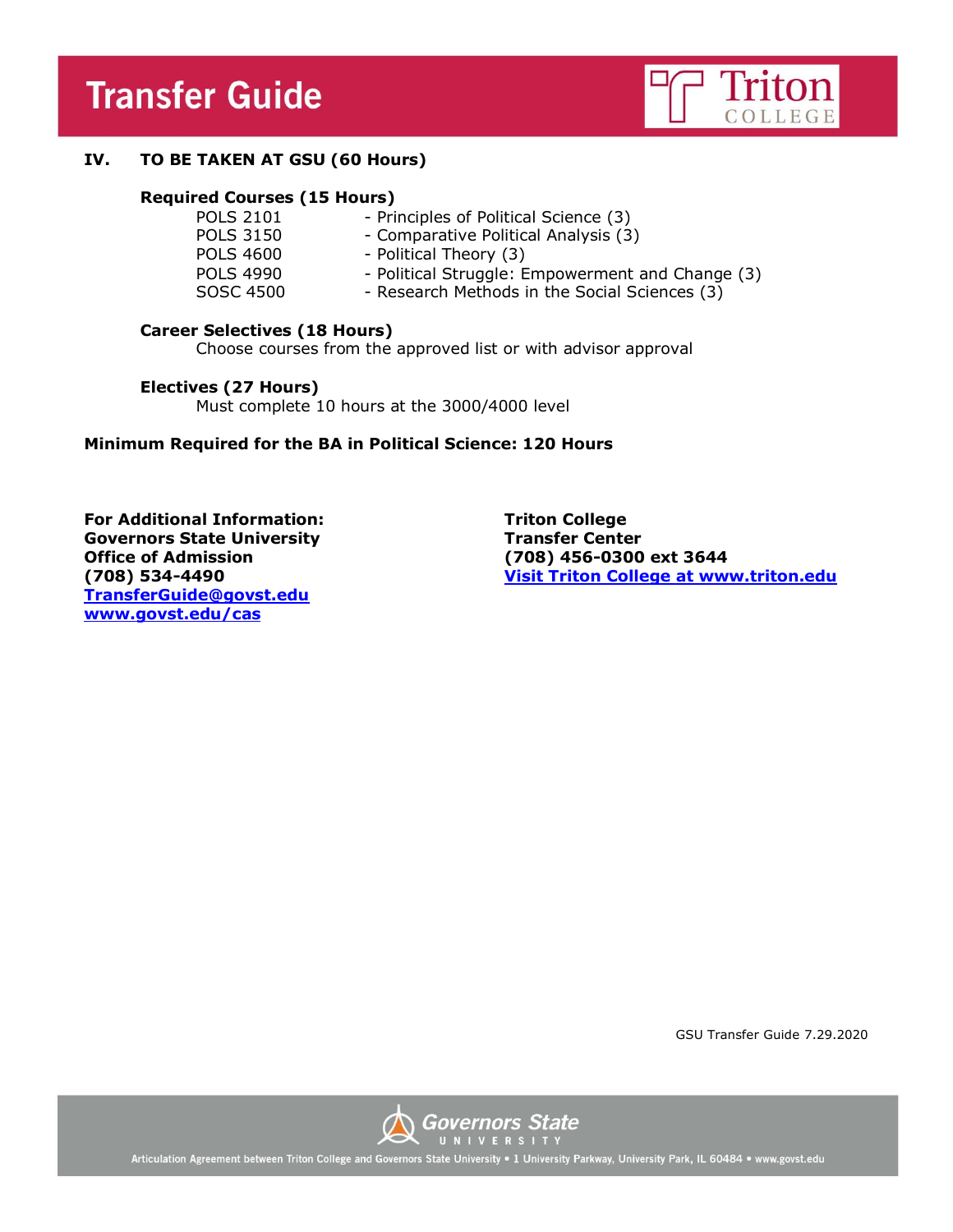## IV. TO BE TAKEN AT GSU (60 Hours)

### Required Courses (15 Hours)

| | |
|---|---|
| POLS 2101 | - Principles of Political Science (3) |
| POLS 3150 | - Comparative Political Analysis (3) |
| POLS 4600 | - Political Theory (3) |
| POLS 4990 | - Political Struggle: Empowerment and Change (3) |
| SOSC 4500 | - Research Methods in the Social Sciences (3) |

### Career Selectives (18 Hours)

Choose courses from the approved list or with advisor approval

### Electives (27 Hours)

Must complete 10 hours at the 3000/4000 level

**Minimum Required for the BA in Political Science: 120 Hours**

**For Additional Information:**
**Governors State University**
**Office of Admission**
**(708) 534-4490**
**TransferGuide@govst.edu**
**www.govst.edu/cas**

**Triton College**
**Transfer Center**
**(708) 456-0300 ext 3644**
**Visit Triton College at www.triton.edu**

GSU Transfer Guide 7.29.2020

Articulation Agreement between Triton College and Governors State University • 1 University Parkway, University Park, IL 60484 • www.govst.edu